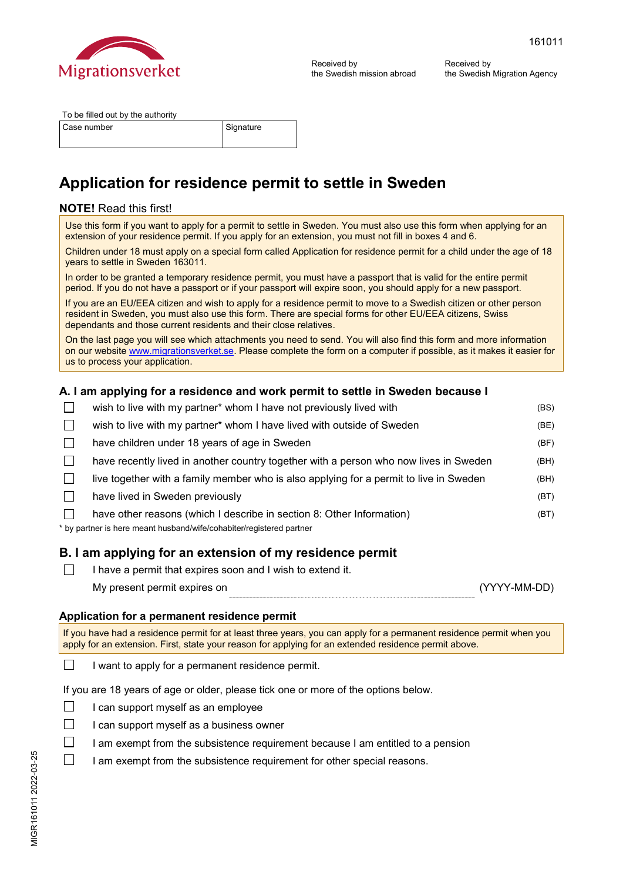161011

Migrationsverket

Received by the Swedish mission abroad

Received by the Swedish Migration Agency

To be filled out by the authority

| Case number | Signature |
|---|---|
| | |

# Application for residence permit to settle in Sweden

**NOTE!** Read this first!

Use this form if you want to apply for a permit to settle in Sweden. You must also use this form when applying for an extension of your residence permit. If you apply for an extension, you must not fill in boxes 4 and 6.

Children under 18 must apply on a special form called Application for residence permit for a child under the age of 18 years to settle in Sweden 163011.

In order to be granted a temporary residence permit, you must have a passport that is valid for the entire permit period. If you do not have a passport or if your passport will expire soon, you should apply for a new passport.

If you are an EU/EEA citizen and wish to apply for a residence permit to move to a Swedish citizen or other person resident in Sweden, you must also use this form. There are special forms for other EU/EEA citizens, Swiss dependants and those current residents and their close relatives.

On the last page you will see which attachments you need to send. You will also find this form and more information on our website www.migrationsverket.se. Please complete the form on a computer if possible, as it makes it easier for us to process your application.

## A. I am applying for a residence and work permit to settle in Sweden because I

- ☐ wish to live with my partner* whom I have not previously lived with (BS)
- ☐ wish to live with my partner* whom I have lived with outside of Sweden (BE)
- ☐ have children under 18 years of age in Sweden (BF)
- ☐ have recently lived in another country together with a person who now lives in Sweden (BH)
- ☐ live together with a family member who is also applying for a permit to live in Sweden (BH)
- ☐ have lived in Sweden previously (BT)
- ☐ have other reasons (which I describe in section 8: Other Information) (BT)

* by partner is here meant husband/wife/cohabiter/registered partner

## B. I am applying for an extension of my residence permit

- ☐ I have a permit that expires soon and I wish to extend it.

My present permit expires on ______________________ (YYYY-MM-DD)

### Application for a permanent residence permit

If you have had a residence permit for at least three years, you can apply for a permanent residence permit when you apply for an extension. First, state your reason for applying for an extended residence permit above.

- ☐ I want to apply for a permanent residence permit.

If you are 18 years of age or older, please tick one or more of the options below.

- ☐ I can support myself as an employee
- ☐ I can support myself as a business owner
- ☐ I am exempt from the subsistence requirement because I am entitled to a pension
- ☐ I am exempt from the subsistence requirement for other special reasons.

MIGR161011 2022-03-25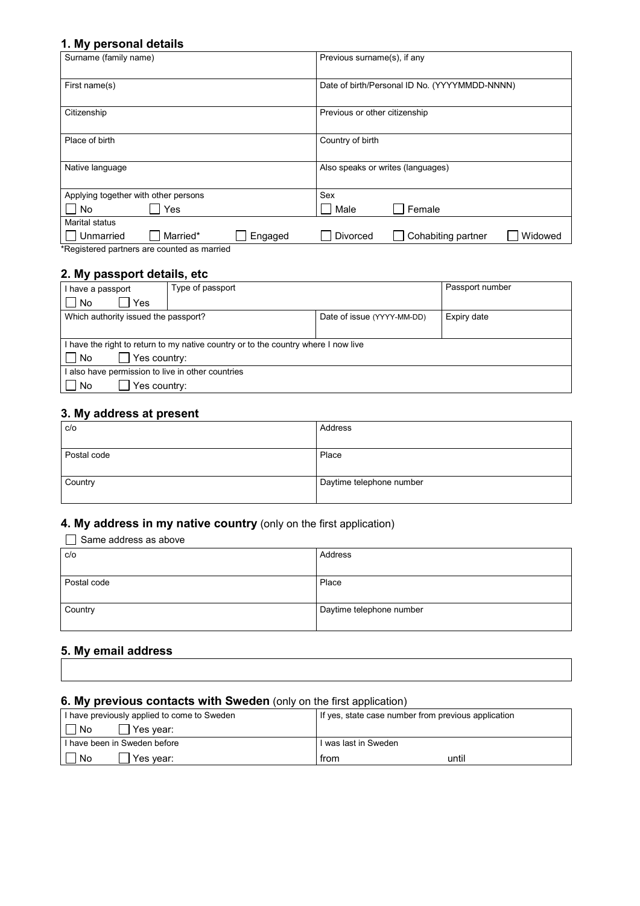## 1. My personal details

| Surname (family name) | Previous surname(s), if any |
|---|---|
| First name(s) | Date of birth/Personal ID No. (YYYYMMDD-NNNN) |
| Citizenship | Previous or other citizenship |
| Place of birth | Country of birth |
| Native language | Also speaks or writes (languages) |
| Applying together with other persons<br>☐ No ☐ Yes | Sex<br>☐ Male ☐ Female |
| Marital status<br>☐ Unmarried ☐ Married* ☐ Engaged | ☐ Divorced ☐ Cohabiting partner ☐ Widowed |

*Registered partners are counted as married

## 2. My passport details, etc

| I have a passport<br>☐ No ☐ Yes | Type of passport | | Passport number |
|---|---|---|---|
| Which authority issued the passport? | | Date of issue (YYYY-MM-DD) | Expiry date |
| I have the right to return to my native country or to the country where I now live<br>☐ No ☐ Yes country: | | | |
| I also have permission to live in other countries<br>☐ No ☐ Yes country: | | | |

## 3. My address at present

| c/o | Address |
|---|---|
| Postal code | Place |
| Country | Daytime telephone number |

## 4. My address in my native country (only on the first application)

☐ Same address as above

| c/o | Address |
|---|---|
| Postal code | Place |
| Country | Daytime telephone number |

## 5. My email address

| |
|---|
| |

## 6. My previous contacts with Sweden (only on the first application)

| I have previously applied to come to Sweden<br>☐ No ☐ Yes year: | If yes, state case number from previous application |
|---|---|
| I have been in Sweden before<br>☐ No ☐ Yes year: | I was last in Sweden<br>from until |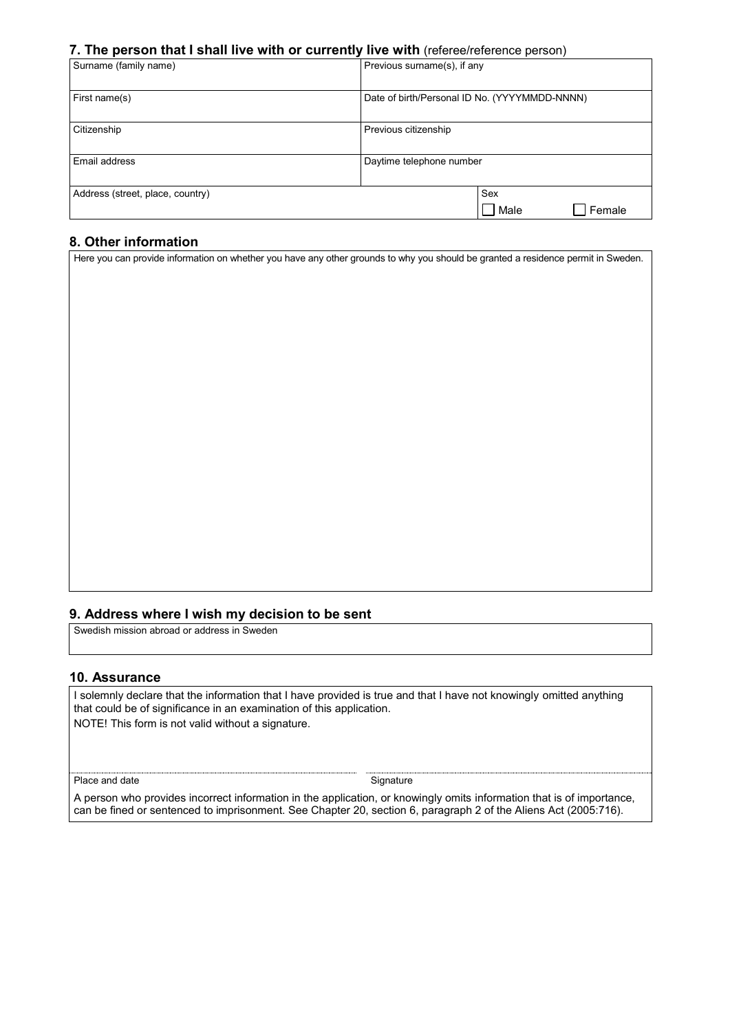## 7. The person that I shall live with or currently live with (referee/reference person)

| Surname (family name) | Previous surname(s), if any | |
|---|---|---|
| First name(s) | Date of birth/Personal ID No. (YYYYMMDD-NNNN) | |
| Citizenship | Previous citizenship | |
| Email address | Daytime telephone number | |
| Address (street, place, country) | | Sex<br>☐ Male ☐ Female |

## 8. Other information

Here you can provide information on whether you have any other grounds to why you should be granted a residence permit in Sweden.

## 9. Address where I wish my decision to be sent

Swedish mission abroad or address in Sweden

## 10. Assurance

I solemnly declare that the information that I have provided is true and that I have not knowingly omitted anything that could be of significance in an examination of this application.

NOTE! This form is not valid without a signature.

Place and date

Signature

A person who provides incorrect information in the application, or knowingly omits information that is of importance, can be fined or sentenced to imprisonment. See Chapter 20, section 6, paragraph 2 of the Aliens Act (2005:716).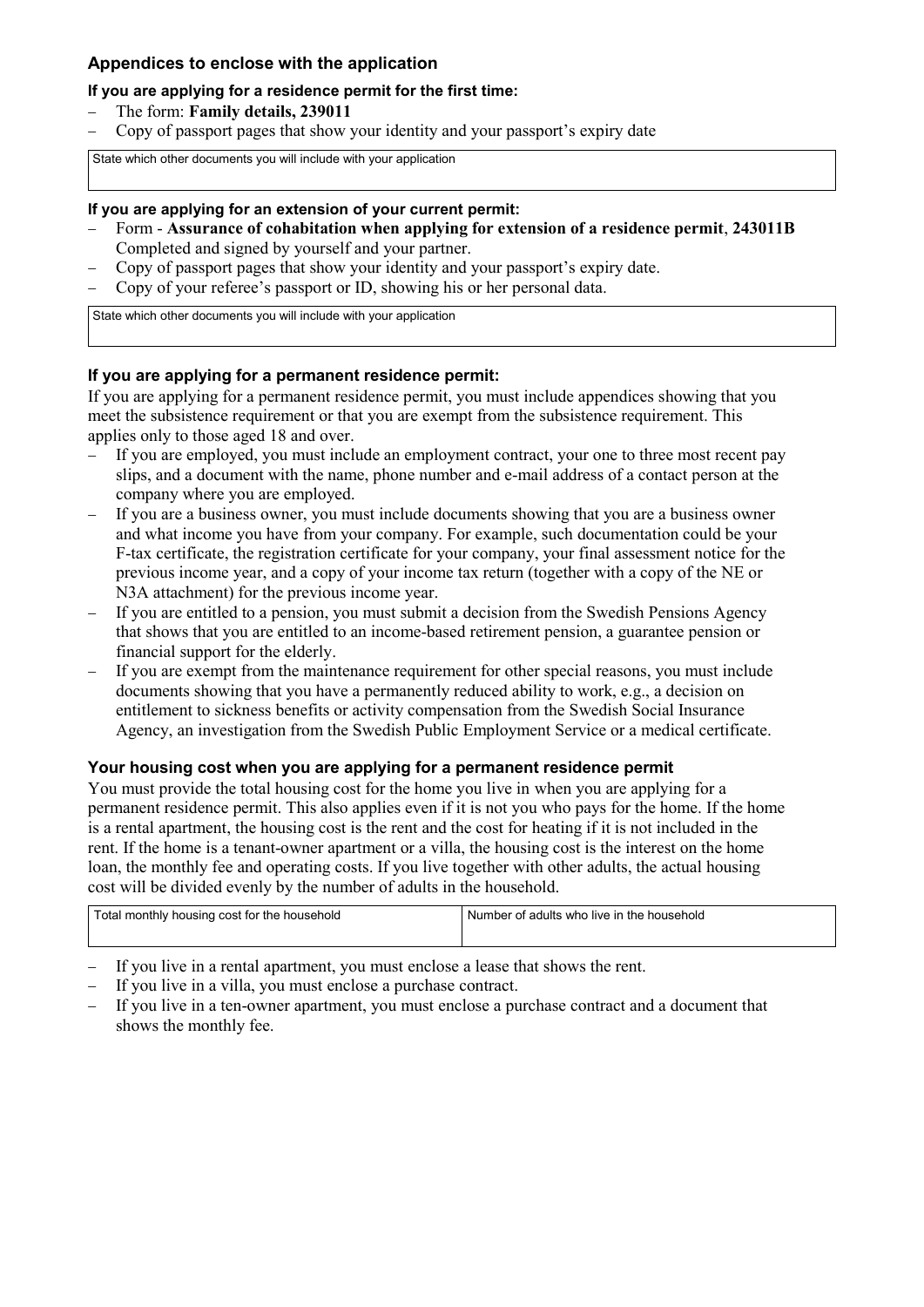### Appendices to enclose with the application

#### If you are applying for a residence permit for the first time:

- The form: **Family details, 239011**
- Copy of passport pages that show your identity and your passport's expiry date

| State which other documents you will include with your application |
|---|
| |

#### If you are applying for an extension of your current permit:

- Form - **Assurance of cohabitation when applying for extension of a residence permit**, **243011B** Completed and signed by yourself and your partner.
- Copy of passport pages that show your identity and your passport's expiry date.
- Copy of your referee's passport or ID, showing his or her personal data.

| State which other documents you will include with your application |
|---|
| |

#### If you are applying for a permanent residence permit:

If you are applying for a permanent residence permit, you must include appendices showing that you meet the subsistence requirement or that you are exempt from the subsistence requirement. This applies only to those aged 18 and over.

- If you are employed, you must include an employment contract, your one to three most recent pay slips, and a document with the name, phone number and e-mail address of a contact person at the company where you are employed.
- If you are a business owner, you must include documents showing that you are a business owner and what income you have from your company. For example, such documentation could be your F-tax certificate, the registration certificate for your company, your final assessment notice for the previous income year, and a copy of your income tax return (together with a copy of the NE or N3A attachment) for the previous income year.
- If you are entitled to a pension, you must submit a decision from the Swedish Pensions Agency that shows that you are entitled to an income-based retirement pension, a guarantee pension or financial support for the elderly.
- If you are exempt from the maintenance requirement for other special reasons, you must include documents showing that you have a permanently reduced ability to work, e.g., a decision on entitlement to sickness benefits or activity compensation from the Swedish Social Insurance Agency, an investigation from the Swedish Public Employment Service or a medical certificate.

#### Your housing cost when you are applying for a permanent residence permit

You must provide the total housing cost for the home you live in when you are applying for a permanent residence permit. This also applies even if it is not you who pays for the home. If the home is a rental apartment, the housing cost is the rent and the cost for heating if it is not included in the rent. If the home is a tenant-owner apartment or a villa, the housing cost is the interest on the home loan, the monthly fee and operating costs. If you live together with other adults, the actual housing cost will be divided evenly by the number of adults in the household.

| Total monthly housing cost for the household | Number of adults who live in the household |
|---|---|
| | |

- If you live in a rental apartment, you must enclose a lease that shows the rent.
- If you live in a villa, you must enclose a purchase contract.
- If you live in a ten-owner apartment, you must enclose a purchase contract and a document that shows the monthly fee.